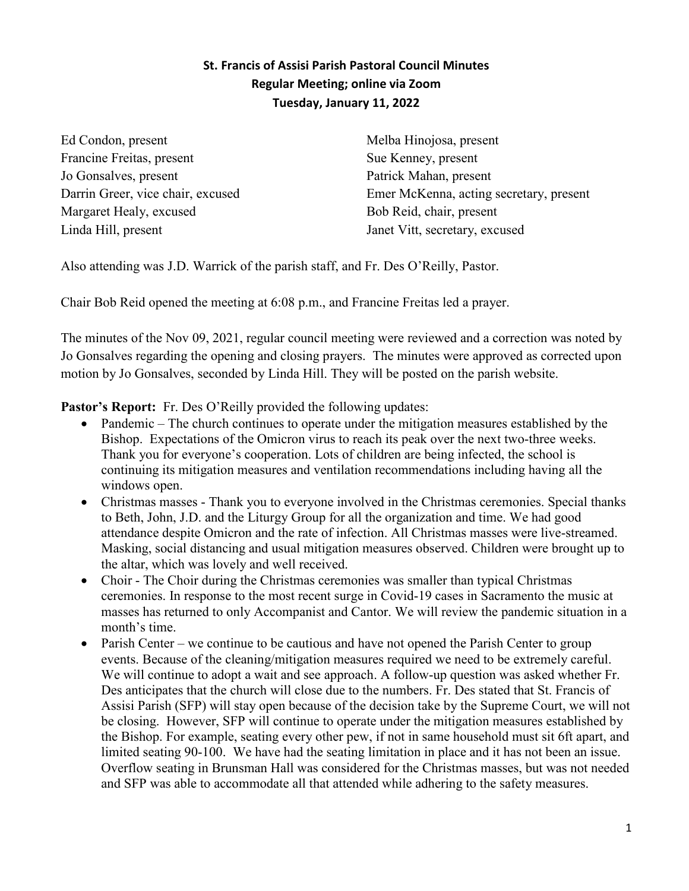# St. Francis of Assisi Parish Pastoral Council Minutes
## Regular Meeting; online via Zoom
## Tuesday, January 11, 2022

Ed Condon, present
Francine Freitas, present
Jo Gonsalves, present
Darrin Greer, vice chair, excused
Margaret Healy, excused
Linda Hill, present
Melba Hinojosa, present
Sue Kenney, present
Patrick Mahan, present
Emer McKenna, acting secretary, present
Bob Reid, chair, present
Janet Vitt, secretary, excused

Also attending was J.D. Warrick of the parish staff, and Fr. Des O'Reilly, Pastor.

Chair Bob Reid opened the meeting at 6:08 p.m., and Francine Freitas led a prayer.

The minutes of the Nov 09, 2021, regular council meeting were reviewed and a correction was noted by Jo Gonsalves regarding the opening and closing prayers. The minutes were approved as corrected upon motion by Jo Gonsalves, seconded by Linda Hill. They will be posted on the parish website.

**Pastor's Report:** Fr. Des O'Reilly provided the following updates:

- Pandemic – The church continues to operate under the mitigation measures established by the Bishop. Expectations of the Omicron virus to reach its peak over the next two-three weeks. Thank you for everyone's cooperation. Lots of children are being infected, the school is continuing its mitigation measures and ventilation recommendations including having all the windows open.
- Christmas masses - Thank you to everyone involved in the Christmas ceremonies. Special thanks to Beth, John, J.D. and the Liturgy Group for all the organization and time. We had good attendance despite Omicron and the rate of infection. All Christmas masses were live-streamed. Masking, social distancing and usual mitigation measures observed. Children were brought up to the altar, which was lovely and well received.
- Choir - The Choir during the Christmas ceremonies was smaller than typical Christmas ceremonies. In response to the most recent surge in Covid-19 cases in Sacramento the music at masses has returned to only Accompanist and Cantor. We will review the pandemic situation in a month's time.
- Parish Center – we continue to be cautious and have not opened the Parish Center to group events. Because of the cleaning/mitigation measures required we need to be extremely careful. We will continue to adopt a wait and see approach. A follow-up question was asked whether Fr. Des anticipates that the church will close due to the numbers. Fr. Des stated that St. Francis of Assisi Parish (SFP) will stay open because of the decision take by the Supreme Court, we will not be closing. However, SFP will continue to operate under the mitigation measures established by the Bishop. For example, seating every other pew, if not in same household must sit 6ft apart, and limited seating 90-100. We have had the seating limitation in place and it has not been an issue. Overflow seating in Brunsman Hall was considered for the Christmas masses, but was not needed and SFP was able to accommodate all that attended while adhering to the safety measures.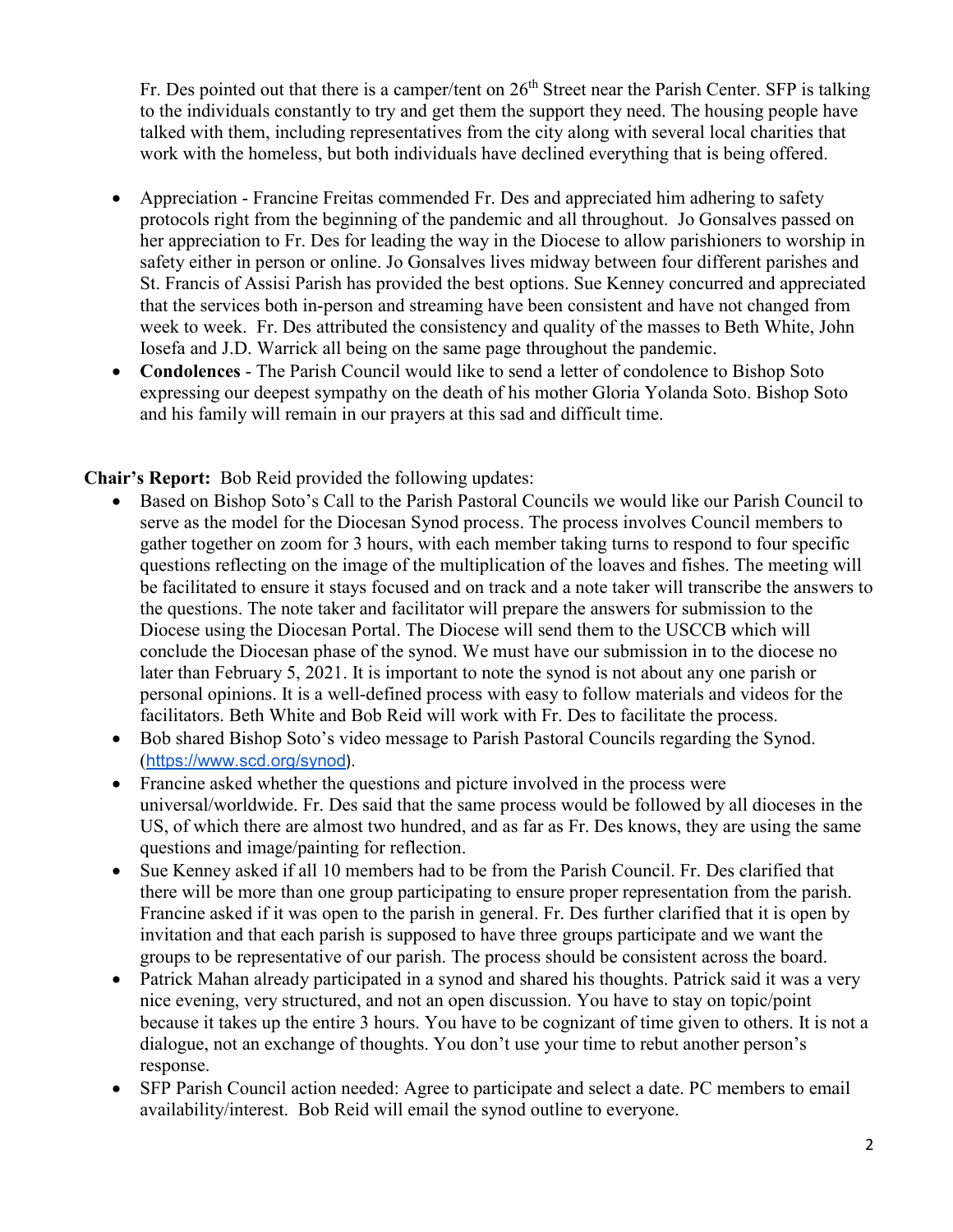Fr. Des pointed out that there is a camper/tent on 26th Street near the Parish Center. SFP is talking to the individuals constantly to try and get them the support they need. The housing people have talked with them, including representatives from the city along with several local charities that work with the homeless, but both individuals have declined everything that is being offered.

- Appreciation - Francine Freitas commended Fr. Des and appreciated him adhering to safety protocols right from the beginning of the pandemic and all throughout. Jo Gonsalves passed on her appreciation to Fr. Des for leading the way in the Diocese to allow parishioners to worship in safety either in person or online. Jo Gonsalves lives midway between four different parishes and St. Francis of Assisi Parish has provided the best options. Sue Kenney concurred and appreciated that the services both in-person and streaming have been consistent and have not changed from week to week. Fr. Des attributed the consistency and quality of the masses to Beth White, John Iosefa and J.D. Warrick all being on the same page throughout the pandemic.
- **Condolences** - The Parish Council would like to send a letter of condolence to Bishop Soto expressing our deepest sympathy on the death of his mother Gloria Yolanda Soto. Bishop Soto and his family will remain in our prayers at this sad and difficult time.

**Chair's Report:** Bob Reid provided the following updates:

- Based on Bishop Soto's Call to the Parish Pastoral Councils we would like our Parish Council to serve as the model for the Diocesan Synod process. The process involves Council members to gather together on zoom for 3 hours, with each member taking turns to respond to four specific questions reflecting on the image of the multiplication of the loaves and fishes. The meeting will be facilitated to ensure it stays focused and on track and a note taker will transcribe the answers to the questions. The note taker and facilitator will prepare the answers for submission to the Diocese using the Diocesan Portal. The Diocese will send them to the USCCB which will conclude the Diocesan phase of the synod. We must have our submission in to the diocese no later than February 5, 2021. It is important to note the synod is not about any one parish or personal opinions. It is a well-defined process with easy to follow materials and videos for the facilitators. Beth White and Bob Reid will work with Fr. Des to facilitate the process.
- Bob shared Bishop Soto's video message to Parish Pastoral Councils regarding the Synod. (https://www.scd.org/synod).
- Francine asked whether the questions and picture involved in the process were universal/worldwide. Fr. Des said that the same process would be followed by all dioceses in the US, of which there are almost two hundred, and as far as Fr. Des knows, they are using the same questions and image/painting for reflection.
- Sue Kenney asked if all 10 members had to be from the Parish Council. Fr. Des clarified that there will be more than one group participating to ensure proper representation from the parish. Francine asked if it was open to the parish in general. Fr. Des further clarified that it is open by invitation and that each parish is supposed to have three groups participate and we want the groups to be representative of our parish. The process should be consistent across the board.
- Patrick Mahan already participated in a synod and shared his thoughts. Patrick said it was a very nice evening, very structured, and not an open discussion. You have to stay on topic/point because it takes up the entire 3 hours. You have to be cognizant of time given to others. It is not a dialogue, not an exchange of thoughts. You don't use your time to rebut another person's response.
- SFP Parish Council action needed: Agree to participate and select a date. PC members to email availability/interest. Bob Reid will email the synod outline to everyone.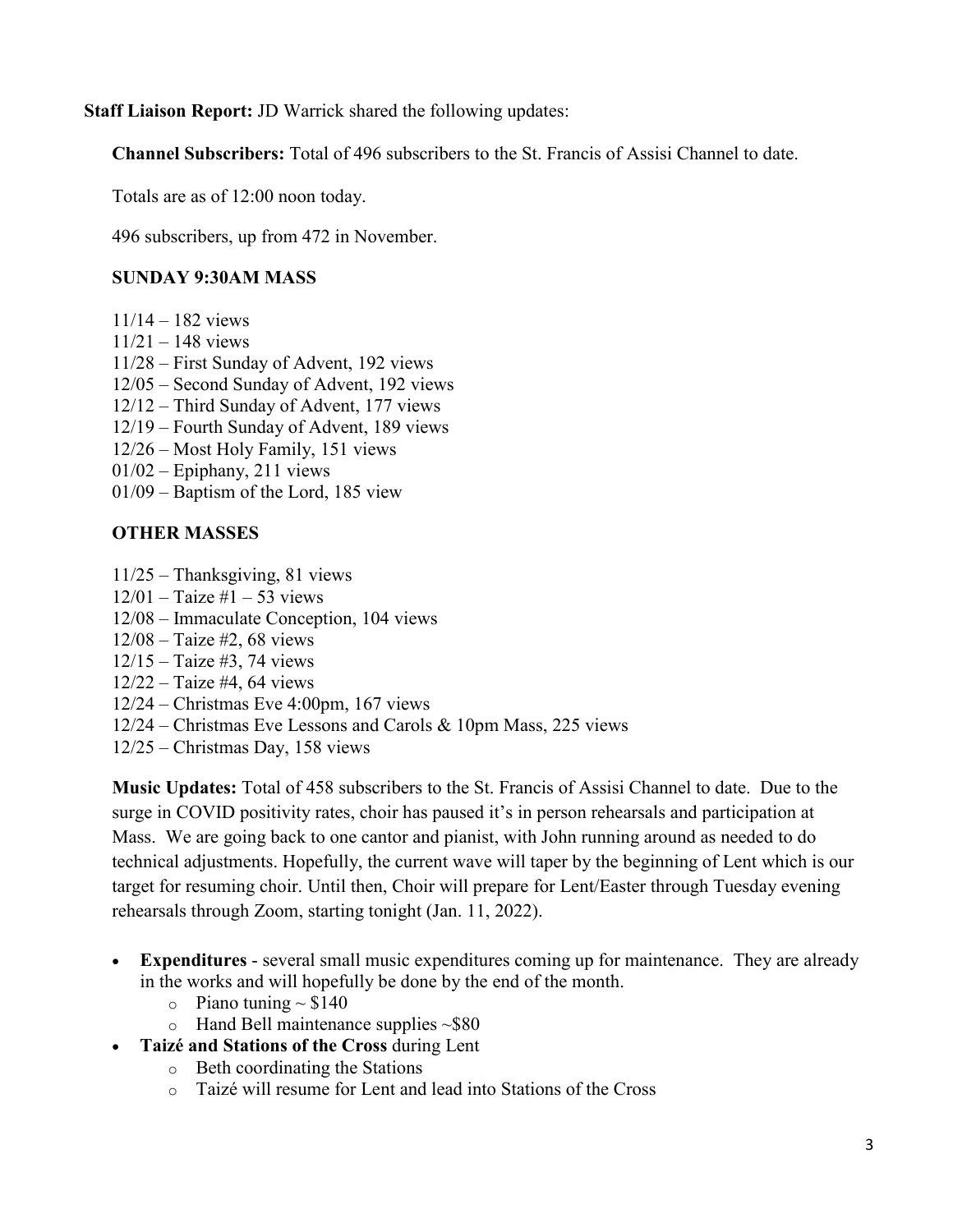**Staff Liaison Report:** JD Warrick shared the following updates:

**Channel Subscribers:** Total of 496 subscribers to the St. Francis of Assisi Channel to date.

Totals are as of 12:00 noon today.

496 subscribers, up from 472 in November.

**SUNDAY 9:30AM MASS**

11/14 – 182 views
11/21 – 148 views
11/28 – First Sunday of Advent, 192 views
12/05 – Second Sunday of Advent, 192 views
12/12 – Third Sunday of Advent, 177 views
12/19 – Fourth Sunday of Advent, 189 views
12/26 – Most Holy Family, 151 views
01/02 – Epiphany, 211 views
01/09 – Baptism of the Lord, 185 view

**OTHER MASSES**

11/25 – Thanksgiving, 81 views
12/01 – Taize #1 – 53 views
12/08 – Immaculate Conception, 104 views
12/08 – Taize #2, 68 views
12/15 – Taize #3, 74 views
12/22 – Taize #4, 64 views
12/24 – Christmas Eve 4:00pm, 167 views
12/24 – Christmas Eve Lessons and Carols & 10pm Mass, 225 views
12/25 – Christmas Day, 158 views

**Music Updates:** Total of 458 subscribers to the St. Francis of Assisi Channel to date. Due to the surge in COVID positivity rates, choir has paused it's in person rehearsals and participation at Mass. We are going back to one cantor and pianist, with John running around as needed to do technical adjustments. Hopefully, the current wave will taper by the beginning of Lent which is our target for resuming choir. Until then, Choir will prepare for Lent/Easter through Tuesday evening rehearsals through Zoom, starting tonight (Jan. 11, 2022).

- **Expenditures** - several small music expenditures coming up for maintenance. They are already in the works and will hopefully be done by the end of the month.
    - Piano tuning ~ $140
    - Hand Bell maintenance supplies ~$80
- **Taizé and Stations of the Cross** during Lent
    - Beth coordinating the Stations
    - Taizé will resume for Lent and lead into Stations of the Cross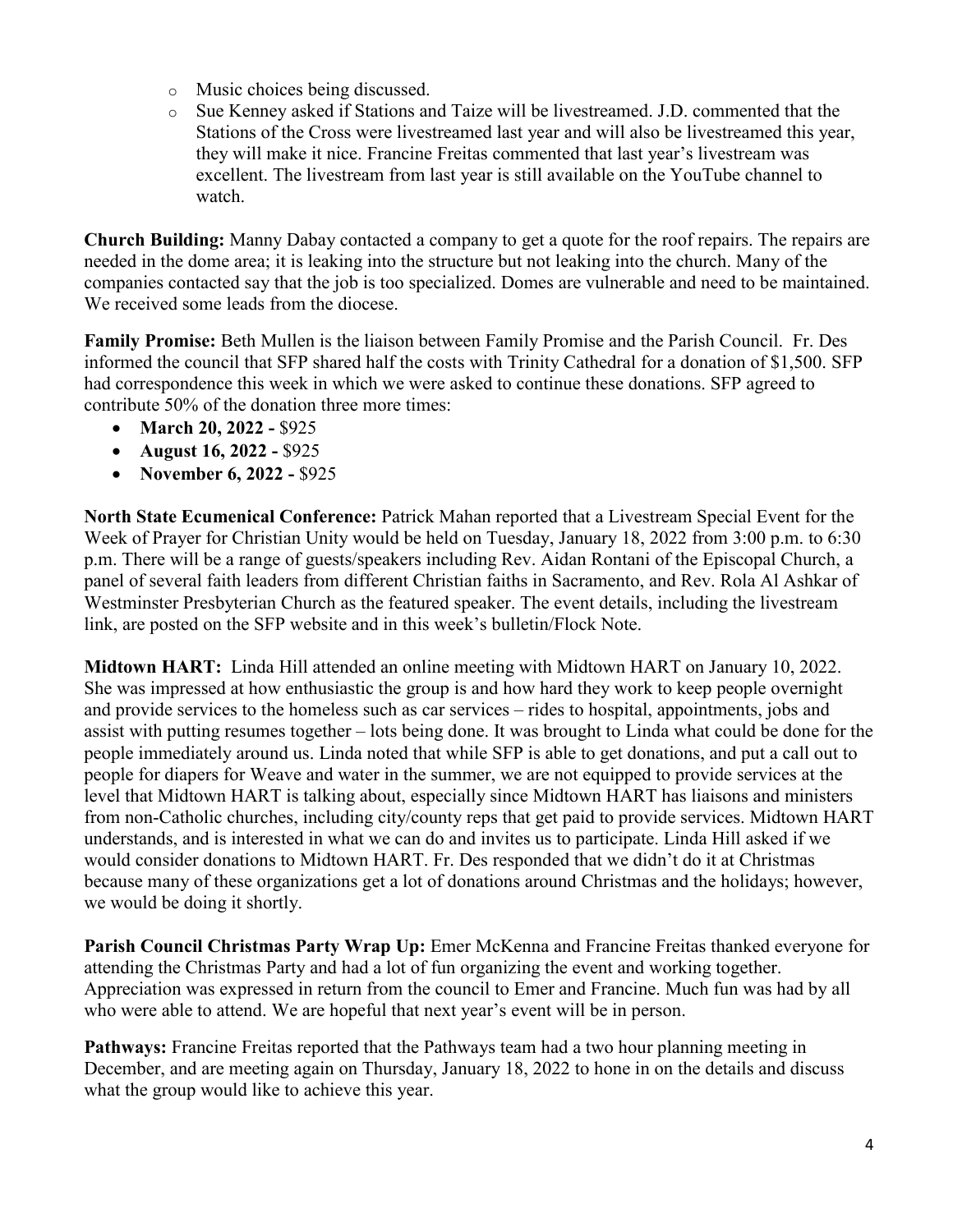- Music choices being discussed.
- Sue Kenney asked if Stations and Taize will be livestreamed. J.D. commented that the Stations of the Cross were livestreamed last year and will also be livestreamed this year, they will make it nice. Francine Freitas commented that last year's livestream was excellent. The livestream from last year is still available on the YouTube channel to watch.

**Church Building:** Manny Dabay contacted a company to get a quote for the roof repairs. The repairs are needed in the dome area; it is leaking into the structure but not leaking into the church. Many of the companies contacted say that the job is too specialized. Domes are vulnerable and need to be maintained. We received some leads from the diocese.

**Family Promise:** Beth Mullen is the liaison between Family Promise and the Parish Council. Fr. Des informed the council that SFP shared half the costs with Trinity Cathedral for a donation of $1,500. SFP had correspondence this week in which we were asked to continue these donations. SFP agreed to contribute 50% of the donation three more times:

- **March 20, 2022 -** $925
- **August 16, 2022 -** $925
- **November 6, 2022 -** $925

**North State Ecumenical Conference:** Patrick Mahan reported that a Livestream Special Event for the Week of Prayer for Christian Unity would be held on Tuesday, January 18, 2022 from 3:00 p.m. to 6:30 p.m. There will be a range of guests/speakers including Rev. Aidan Rontani of the Episcopal Church, a panel of several faith leaders from different Christian faiths in Sacramento, and Rev. Rola Al Ashkar of Westminster Presbyterian Church as the featured speaker. The event details, including the livestream link, are posted on the SFP website and in this week's bulletin/Flock Note.

**Midtown HART:** Linda Hill attended an online meeting with Midtown HART on January 10, 2022. She was impressed at how enthusiastic the group is and how hard they work to keep people overnight and provide services to the homeless such as car services – rides to hospital, appointments, jobs and assist with putting resumes together – lots being done. It was brought to Linda what could be done for the people immediately around us. Linda noted that while SFP is able to get donations, and put a call out to people for diapers for Weave and water in the summer, we are not equipped to provide services at the level that Midtown HART is talking about, especially since Midtown HART has liaisons and ministers from non-Catholic churches, including city/county reps that get paid to provide services. Midtown HART understands, and is interested in what we can do and invites us to participate. Linda Hill asked if we would consider donations to Midtown HART. Fr. Des responded that we didn't do it at Christmas because many of these organizations get a lot of donations around Christmas and the holidays; however, we would be doing it shortly.

**Parish Council Christmas Party Wrap Up:** Emer McKenna and Francine Freitas thanked everyone for attending the Christmas Party and had a lot of fun organizing the event and working together. Appreciation was expressed in return from the council to Emer and Francine. Much fun was had by all who were able to attend. We are hopeful that next year's event will be in person.

**Pathways:** Francine Freitas reported that the Pathways team had a two hour planning meeting in December, and are meeting again on Thursday, January 18, 2022 to hone in on the details and discuss what the group would like to achieve this year.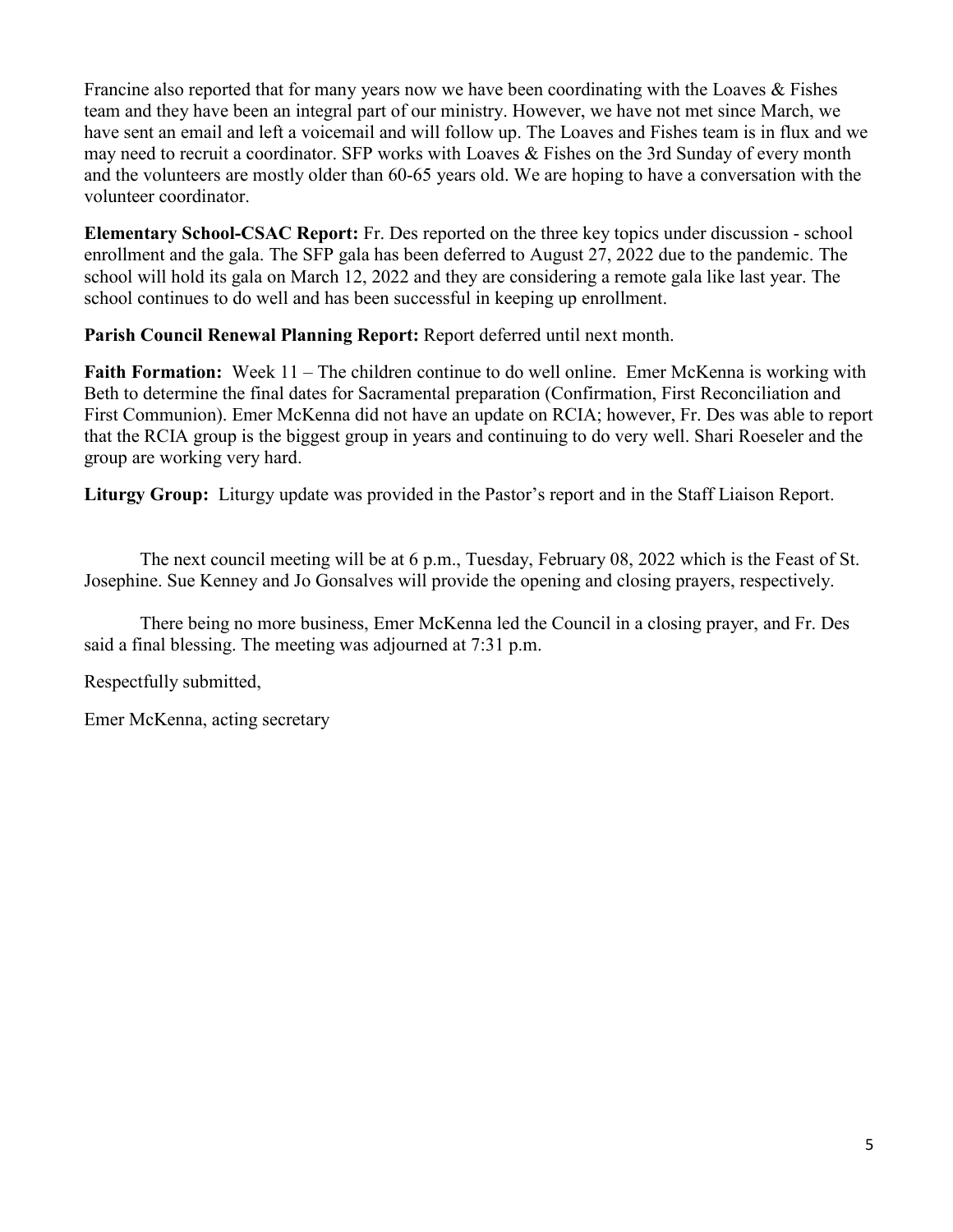Francine also reported that for many years now we have been coordinating with the Loaves & Fishes team and they have been an integral part of our ministry. However, we have not met since March, we have sent an email and left a voicemail and will follow up. The Loaves and Fishes team is in flux and we may need to recruit a coordinator. SFP works with Loaves & Fishes on the 3rd Sunday of every month and the volunteers are mostly older than 60-65 years old. We are hoping to have a conversation with the volunteer coordinator.

**Elementary School-CSAC Report:** Fr. Des reported on the three key topics under discussion - school enrollment and the gala. The SFP gala has been deferred to August 27, 2022 due to the pandemic. The school will hold its gala on March 12, 2022 and they are considering a remote gala like last year. The school continues to do well and has been successful in keeping up enrollment.

**Parish Council Renewal Planning Report:** Report deferred until next month.

**Faith Formation:** Week 11 – The children continue to do well online. Emer McKenna is working with Beth to determine the final dates for Sacramental preparation (Confirmation, First Reconciliation and First Communion). Emer McKenna did not have an update on RCIA; however, Fr. Des was able to report that the RCIA group is the biggest group in years and continuing to do very well. Shari Roeseler and the group are working very hard.

**Liturgy Group:** Liturgy update was provided in the Pastor's report and in the Staff Liaison Report.

The next council meeting will be at 6 p.m., Tuesday, February 08, 2022 which is the Feast of St. Josephine. Sue Kenney and Jo Gonsalves will provide the opening and closing prayers, respectively.

There being no more business, Emer McKenna led the Council in a closing prayer, and Fr. Des said a final blessing. The meeting was adjourned at 7:31 p.m.

Respectfully submitted,

Emer McKenna, acting secretary